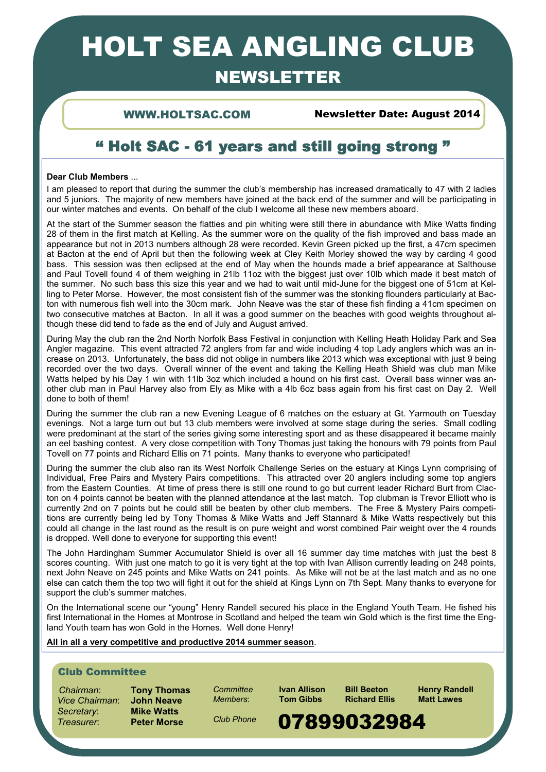# HOLT SEA ANGLING CLUB

## NEWSLETTER

WWW.HOLTSAC.COM

Newsletter Date: August 2014

## “ Holt SAC - 61 years and still going strong ”

**Dear Club Members** ...

I am pleased to report that during the summer the club’s membership has increased dramatically to 47 with 2 ladies and 5 juniors. The majority of new members have joined at the back end of the summer and will be participating in our winter matches and events. On behalf of the club I welcome all these new members aboard.

At the start of the Summer season the flatties and pin whiting were still there in abundance with Mike Watts finding 28 of them in the first match at Kelling. As the summer wore on the quality of the fish improved and bass made an appearance but not in 2013 numbers although 28 were recorded. Kevin Green picked up the first, a 47cm specimen at Bacton at the end of April but then the following week at Cley Keith Morley showed the way by carding 4 good bass. This session was then eclipsed at the end of May when the hounds made a brief appearance at Salthouse and Paul Tovell found 4 of them weighing in 21lb 11oz with the biggest just over 10lb which made it best match of the summer. No such bass this size this year and we had to wait until mid-June for the biggest one of 51cm at Kelling to Peter Morse. However, the most consistent fish of the summer was the stonking flounders particularly at Bacton with numerous fish well into the 30cm mark. John Neave was the star of these fish finding a 41cm specimen on two consecutive matches at Bacton. In all it was a good summer on the beaches with good weights throughout although these did tend to fade as the end of July and August arrived.

During May the club ran the 2nd North Norfolk Bass Festival in conjunction with Kelling Heath Holiday Park and Sea Angler magazine. This event attracted 72 anglers from far and wide including 4 top Lady anglers which was an increase on 2013. Unfortunately, the bass did not oblige in numbers like 2013 which was exceptional with just 9 being recorded over the two days. Overall winner of the event and taking the Kelling Heath Shield was club man Mike Watts helped by his Day 1 win with 11lb 3oz which included a hound on his first cast. Overall bass winner was another club man in Paul Harvey also from Ely as Mike with a 4lb 6oz bass again from his first cast on Day 2. Well done to both of them!

During the summer the club ran a new Evening League of 6 matches on the estuary at Gt. Yarmouth on Tuesday evenings. Not a large turn out but 13 club members were involved at some stage during the series. Small codling were predominant at the start of the series giving some interesting sport and as these disappeared it became mainly an eel bashing contest. A very close competition with Tony Thomas just taking the honours with 79 points from Paul Tovell on 77 points and Richard Ellis on 71 points. Many thanks to everyone who participated!

During the summer the club also ran its West Norfolk Challenge Series on the estuary at Kings Lynn comprising of Individual, Free Pairs and Mystery Pairs competitions. This attracted over 20 anglers including some top anglers from the Eastern Counties. At time of press there is still one round to go but current leader Richard Burt from Clacton on 4 points cannot be beaten with the planned attendance at the last match. Top clubman is Trevor Elliott who is currently 2nd on 7 points but he could still be beaten by other club members. The Free & Mystery Pairs competitions are currently being led by Tony Thomas & Mike Watts and Jeff Stannard & Mike Watts respectively but this could all change in the last round as the result is on pure weight and worst combined Pair weight over the 4 rounds is dropped. Well done to everyone for supporting this event!

The John Hardingham Summer Accumulator Shield is over all 16 summer day time matches with just the best 8 scores counting. With just one match to go it is very tight at the top with Ivan Allison currently leading on 248 points, next John Neave on 245 points and Mike Watts on 241 points. As Mike will not be at the last match and as no one else can catch them the top two will fight it out for the shield at Kings Lynn on 7th Sept. Many thanks to everyone for support the club’s summer matches.

On the International scene our “young” Henry Randell secured his place in the England Youth Team. He fished his first International in the Homes at Montrose in Scotland and helped the team win Gold which is the first time the England Youth team has won Gold in the Homes. Well done Henry!

**All in all a very competitive and productive 2014 summer season**.

### Club Committee

*Chairman*: **Tony Thomas**
*Vice Chairman*: **John Neave**
*Secretary*: **Mike Watts**
*Treasurer*: **Peter Morse**

*Committee Members*: **Ivan Allison**, **Tom Gibbs**, **Bill Beeton**, **Richard Ellis**, **Henry Randell**, **Matt Lawes**

*Club Phone* **07899032984**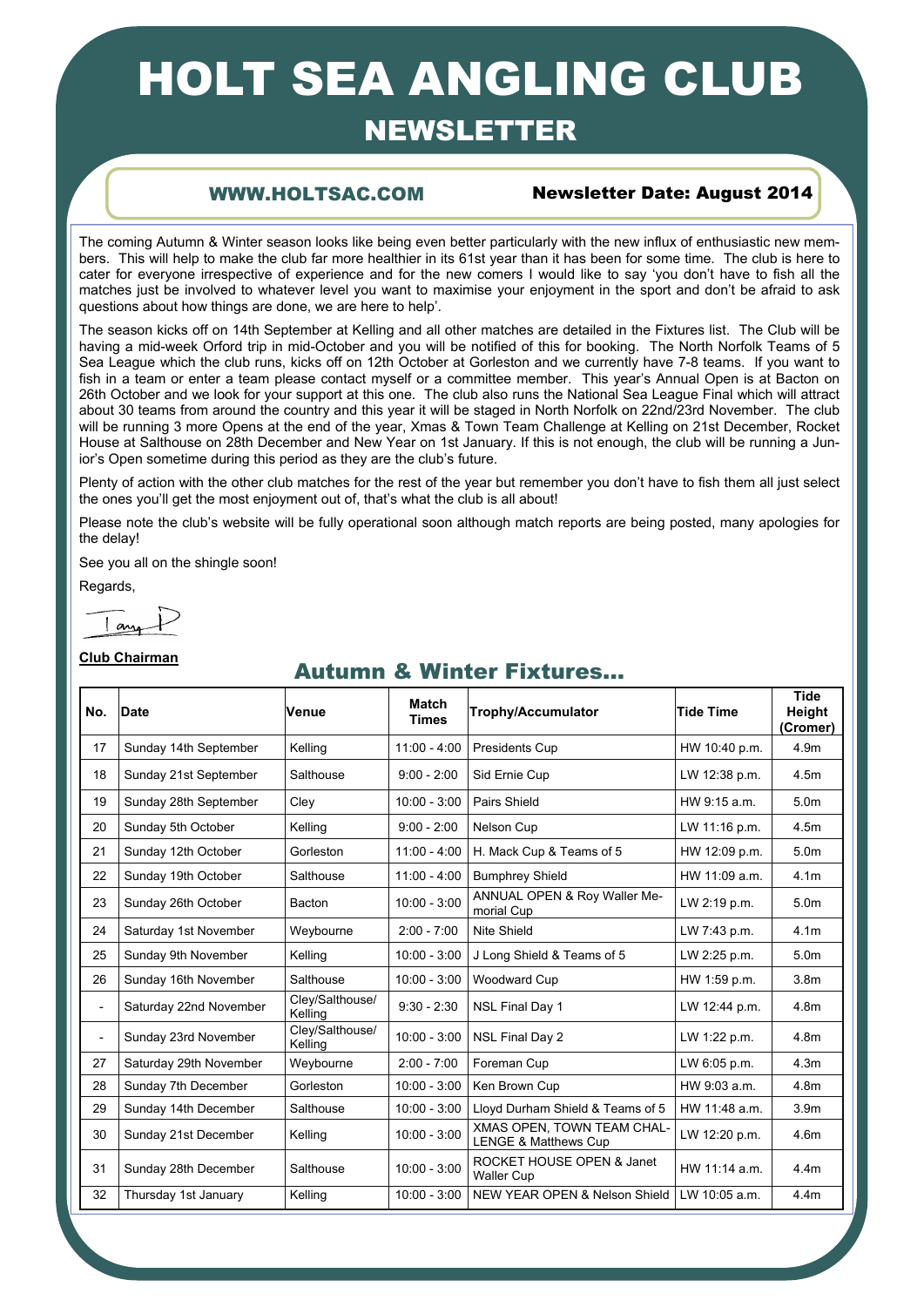# HOLT SEA ANGLING CLUB

## NEWSLETTER

WWW.HOLTSAC.COM

Newsletter Date: August 2014

The coming Autumn & Winter season looks like being even better particularly with the new influx of enthusiastic new members. This will help to make the club far more healthier in its 61st year than it has been for some time. The club is here to cater for everyone irrespective of experience and for the new comers I would like to say 'you don't have to fish all the matches just be involved to whatever level you want to maximise your enjoyment in the sport and don't be afraid to ask questions about how things are done, we are here to help'.

The season kicks off on 14th September at Kelling and all other matches are detailed in the Fixtures list. The Club will be having a mid-week Orford trip in mid-October and you will be notified of this for booking. The North Norfolk Teams of 5 Sea League which the club runs, kicks off on 12th October at Gorleston and we currently have 7-8 teams. If you want to fish in a team or enter a team please contact myself or a committee member. This year's Annual Open is at Bacton on 26th October and we look for your support at this one. The club also runs the National Sea League Final which will attract about 30 teams from around the country and this year it will be staged in North Norfolk on 22nd/23rd November. The club will be running 3 more Opens at the end of the year, Xmas & Town Team Challenge at Kelling on 21st December, Rocket House at Salthouse on 28th December and New Year on 1st January. If this is not enough, the club will be running a Junior's Open sometime during this period as they are the club's future.

Plenty of action with the other club matches for the rest of the year but remember you don't have to fish them all just select the ones you'll get the most enjoyment out of, that's what the club is all about!

Please note the club's website will be fully operational soon although match reports are being posted, many apologies for the delay!

See you all on the shingle soon!

Regards,

Tony P

**Club Chairman**

## Autumn & Winter Fixtures...

| No. | Date | Venue | Match Times | Trophy/Accumulator | Tide Time | Tide Height (Cromer) |
|---|---|---|---|---|---|---|
| 17 | Sunday 14th September | Kelling | 11:00 - 4:00 | Presidents Cup | HW 10:40 p.m. | 4.9m |
| 18 | Sunday 21st September | Salthouse | 9:00 - 2:00 | Sid Ernie Cup | LW 12:38 p.m. | 4.5m |
| 19 | Sunday 28th September | Cley | 10:00 - 3:00 | Pairs Shield | HW 9:15 a.m. | 5.0m |
| 20 | Sunday 5th October | Kelling | 9:00 - 2:00 | Nelson Cup | LW 11:16 p.m. | 4.5m |
| 21 | Sunday 12th October | Gorleston | 11:00 - 4:00 | H. Mack Cup & Teams of 5 | HW 12:09 p.m. | 5.0m |
| 22 | Sunday 19th October | Salthouse | 11:00 - 4:00 | Bumphrey Shield | HW 11:09 a.m. | 4.1m |
| 23 | Sunday 26th October | Bacton | 10:00 - 3:00 | ANNUAL OPEN & Roy Waller Memorial Cup | LW 2:19 p.m. | 5.0m |
| 24 | Saturday 1st November | Weybourne | 2:00 - 7:00 | Nite Shield | LW 7:43 p.m. | 4.1m |
| 25 | Sunday 9th November | Kelling | 10:00 - 3:00 | J Long Shield & Teams of 5 | LW 2:25 p.m. | 5.0m |
| 26 | Sunday 16th November | Salthouse | 10:00 - 3:00 | Woodward Cup | HW 1:59 p.m. | 3.8m |
| - | Saturday 22nd November | Cley/Salthouse/Kelling | 9:30 - 2:30 | NSL Final Day 1 | LW 12:44 p.m. | 4.8m |
| - | Sunday 23rd November | Cley/Salthouse/Kelling | 10:00 - 3:00 | NSL Final Day 2 | LW 1:22 p.m. | 4.8m |
| 27 | Saturday 29th November | Weybourne | 2:00 - 7:00 | Foreman Cup | LW 6:05 p.m. | 4.3m |
| 28 | Sunday 7th December | Gorleston | 10:00 - 3:00 | Ken Brown Cup | HW 9:03 a.m. | 4.8m |
| 29 | Sunday 14th December | Salthouse | 10:00 - 3:00 | Lloyd Durham Shield & Teams of 5 | HW 11:48 a.m. | 3.9m |
| 30 | Sunday 21st December | Kelling | 10:00 - 3:00 | XMAS OPEN, TOWN TEAM CHALLENGE & Matthews Cup | LW 12:20 p.m. | 4.6m |
| 31 | Sunday 28th December | Salthouse | 10:00 - 3:00 | ROCKET HOUSE OPEN & Janet Waller Cup | HW 11:14 a.m. | 4.4m |
| 32 | Thursday 1st January | Kelling | 10:00 - 3:00 | NEW YEAR OPEN & Nelson Shield | LW 10:05 a.m. | 4.4m |